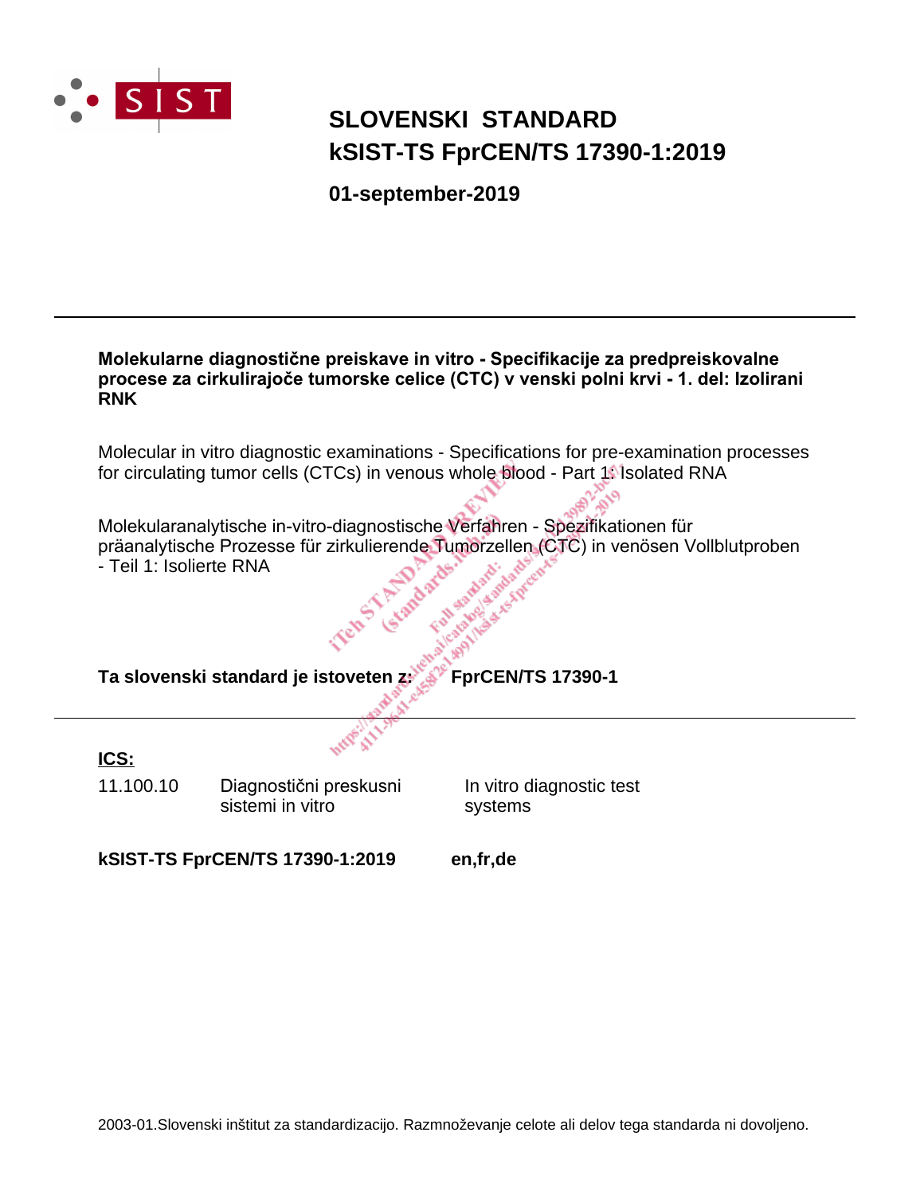SIST

# SLOVENSKI STANDARD
# kSIST-TS FprCEN/TS 17390-1:2019

**01-september-2019**

---

**Molekularne diagnostične preiskave in vitro - Specifikacije za predpreiskovalne procese za cirkulirajoče tumorske celice (CTC) v venski polni krvi - 1. del: Izolirani RNK**

Molecular in vitro diagnostic examinations - Specifications for pre-examination processes for circulating tumor cells (CTCs) in venous whole blood - Part 1: Isolated RNA

Molekularanalytische in-vitro-diagnostische Verfahren - Spezifikationen für präanalytische Prozesse für zirkulierende Tumorzellen (CTC) in venösen Vollblutproben - Teil 1: Isolierte RNA

**Ta slovenski standard je istoveten z: FprCEN/TS 17390-1**

---

**ICS:**

| | | |
|---|---|---|
| 11.100.10 | Diagnostični preskusni sistemi in vitro | In vitro diagnostic test systems |

**kSIST-TS FprCEN/TS 17390-1:2019 en,fr,de**

2003-01.Slovenski inštitut za standardizacijo. Razmnoževanje celote ali delov tega standarda ni dovoljeno.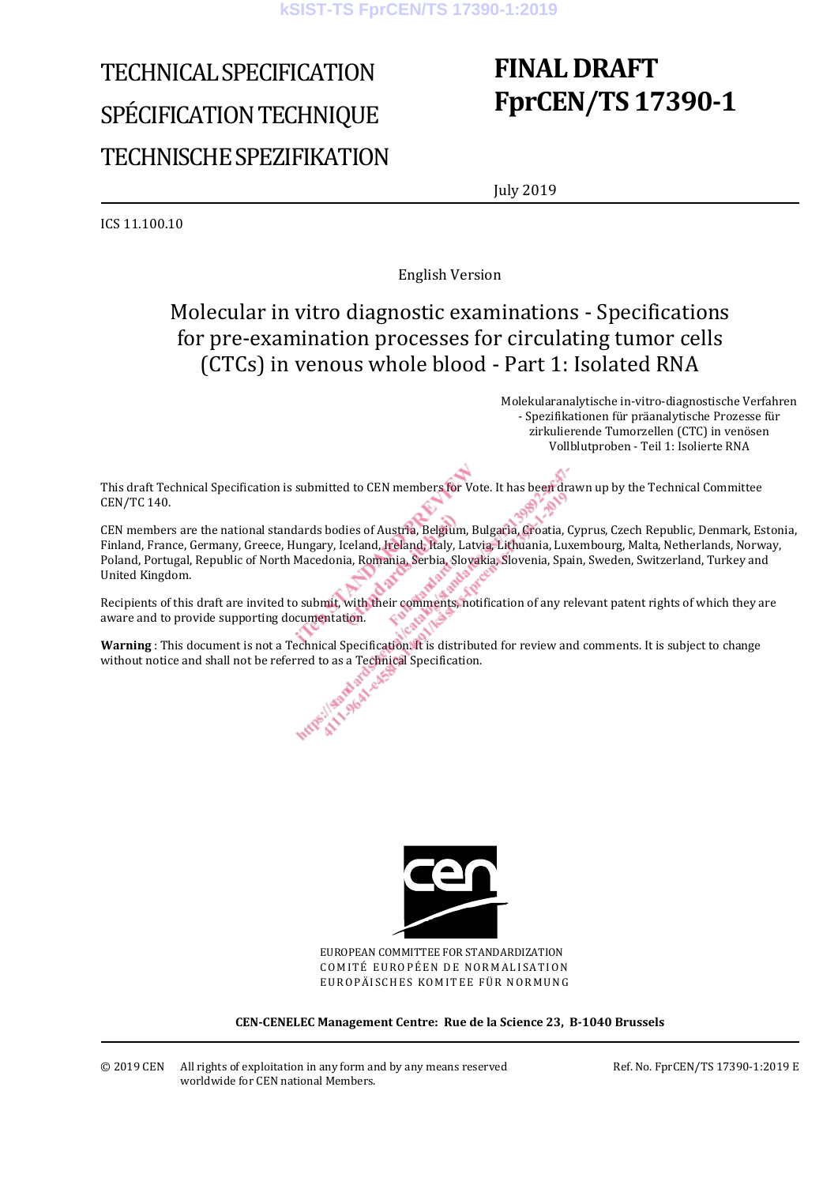TECHNICAL SPECIFICATION

SPÉCIFICATION TECHNIQUE

TECHNISCHE SPEZIFIKATION

# FINAL DRAFT FprCEN/TS 17390-1

July 2019

ICS 11.100.10

English Version

## Molecular in vitro diagnostic examinations - Specifications for pre-examination processes for circulating tumor cells (CTCs) in venous whole blood - Part 1: Isolated RNA

Molekularanalytische in-vitro-diagnostische Verfahren - Spezifikationen für präanalytische Prozesse für zirkulierende Tumorzellen (CTC) in venösen Vollblutproben - Teil 1: Isolierte RNA

This draft Technical Specification is submitted to CEN members for Vote. It has been drawn up by the Technical Committee CEN/TC 140.

CEN members are the national standards bodies of Austria, Belgium, Bulgaria, Croatia, Cyprus, Czech Republic, Denmark, Estonia, Finland, France, Germany, Greece, Hungary, Iceland, Ireland, Italy, Latvia, Lithuania, Luxembourg, Malta, Netherlands, Norway, Poland, Portugal, Republic of North Macedonia, Romania, Serbia, Slovakia, Slovenia, Spain, Sweden, Switzerland, Turkey and United Kingdom.

Recipients of this draft are invited to submit, with their comments, notification of any relevant patent rights of which they are aware and to provide supporting documentation.

**Warning** : This document is not a Technical Specification. It is distributed for review and comments. It is subject to change without notice and shall not be referred to as a Technical Specification.

EUROPEAN COMMITTEE FOR STANDARDIZATION

COMITÉ EUROPÉEN DE NORMALISATION

EUROPÄISCHES KOMITEE FÜR NORMUNG

**CEN-CENELEC Management Centre: Rue de la Science 23, B-1040 Brussels**

© 2019 CEN All rights of exploitation in any form and by any means reserved worldwide for CEN national Members.

Ref. No. FprCEN/TS 17390-1:2019 E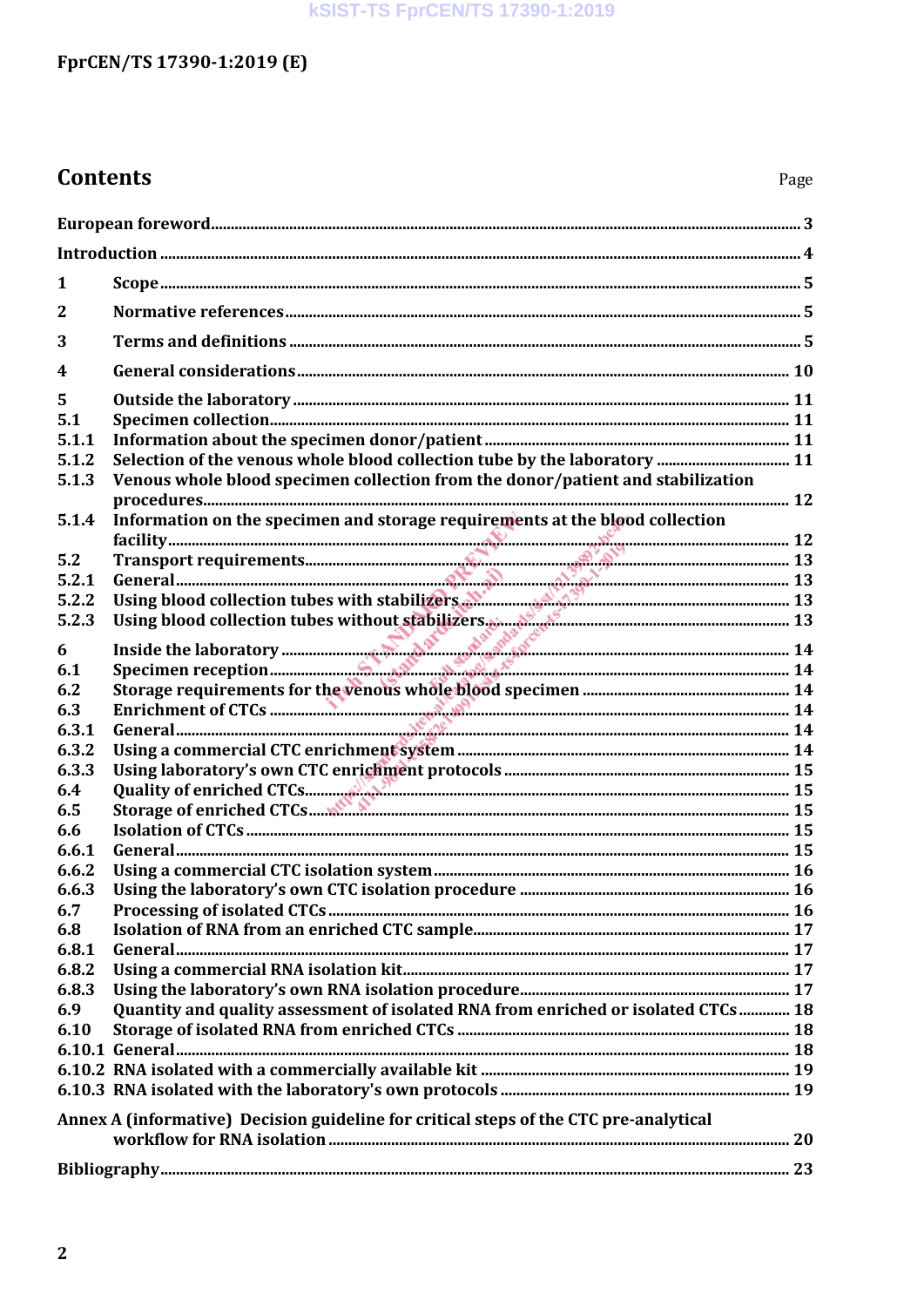# Contents

Page

| | | |
|---|---|---|
| European foreword | | 3 |
| Introduction | | 4 |
| 1 | Scope | 5 |
| 2 | Normative references | 5 |
| 3 | Terms and definitions | 5 |
| 4 | General considerations | 10 |
| 5 | Outside the laboratory | 11 |
| 5.1 | Specimen collection | 11 |
| 5.1.1 | Information about the specimen donor/patient | 11 |
| 5.1.2 | Selection of the venous whole blood collection tube by the laboratory | 11 |
| 5.1.3 | Venous whole blood specimen collection from the donor/patient and stabilization procedures | 12 |
| 5.1.4 | Information on the specimen and storage requirements at the blood collection facility | 12 |
| 5.2 | Transport requirements | 13 |
| 5.2.1 | General | 13 |
| 5.2.2 | Using blood collection tubes with stabilizers | 13 |
| 5.2.3 | Using blood collection tubes without stabilizers | 13 |
| 6 | Inside the laboratory | 14 |
| 6.1 | Specimen reception | 14 |
| 6.2 | Storage requirements for the venous whole blood specimen | 14 |
| 6.3 | Enrichment of CTCs | 14 |
| 6.3.1 | General | 14 |
| 6.3.2 | Using a commercial CTC enrichment system | 14 |
| 6.3.3 | Using laboratory's own CTC enrichment protocols | 15 |
| 6.4 | Quality of enriched CTCs | 15 |
| 6.5 | Storage of enriched CTCs | 15 |
| 6.6 | Isolation of CTCs | 15 |
| 6.6.1 | General | 15 |
| 6.6.2 | Using a commercial CTC isolation system | 16 |
| 6.6.3 | Using the laboratory's own CTC isolation procedure | 16 |
| 6.7 | Processing of isolated CTCs | 16 |
| 6.8 | Isolation of RNA from an enriched CTC sample | 17 |
| 6.8.1 | General | 17 |
| 6.8.2 | Using a commercial RNA isolation kit | 17 |
| 6.8.3 | Using the laboratory's own RNA isolation procedure | 17 |
| 6.9 | Quantity and quality assessment of isolated RNA from enriched or isolated CTCs | 18 |
| 6.10 | Storage of isolated RNA from enriched CTCs | 18 |
| 6.10.1 | General | 18 |
| 6.10.2 | RNA isolated with a commercially available kit | 19 |
| 6.10.3 | RNA isolated with the laboratory's own protocols | 19 |
| Annex A (informative) | Decision guideline for critical steps of the CTC pre-analytical workflow for RNA isolation | 20 |
| Bibliography | | 23 |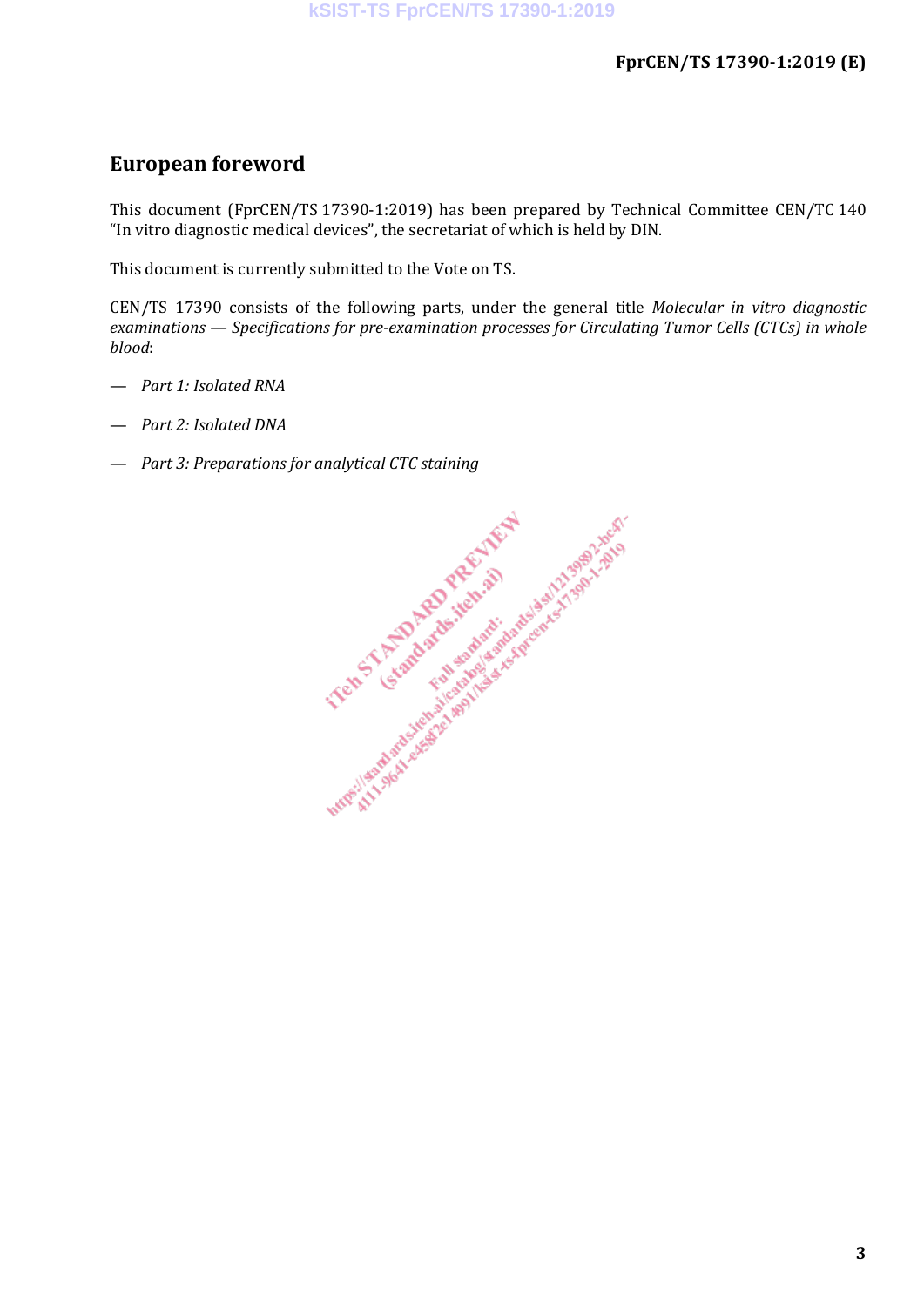## European foreword

This document (FprCEN/TS 17390-1:2019) has been prepared by Technical Committee CEN/TC 140 “In vitro diagnostic medical devices”, the secretariat of which is held by DIN.

This document is currently submitted to the Vote on TS.

CEN/TS 17390 consists of the following parts, under the general title *Molecular in vitro diagnostic examinations — Specifications for pre-examination processes for Circulating Tumor Cells (CTCs) in whole blood*:

— *Part 1: Isolated RNA*

— *Part 2: Isolated DNA*

— *Part 3: Preparations for analytical CTC staining*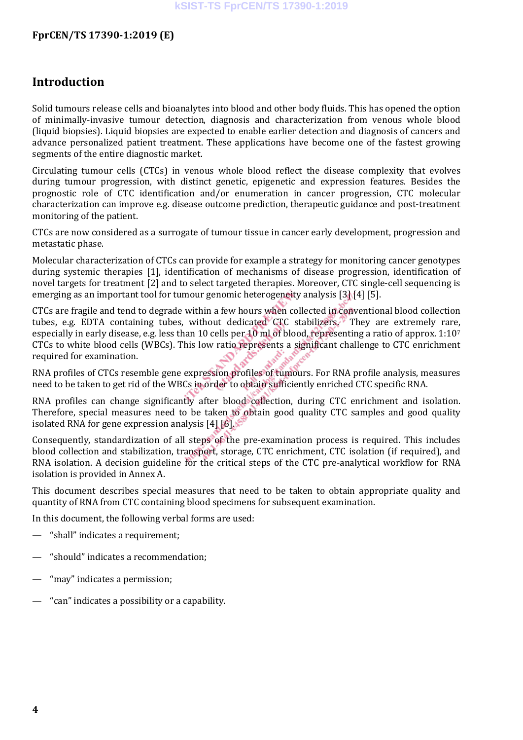## Introduction

Solid tumours release cells and bioanalytes into blood and other body fluids. This has opened the option of minimally-invasive tumour detection, diagnosis and characterization from venous whole blood (liquid biopsies). Liquid biopsies are expected to enable earlier detection and diagnosis of cancers and advance personalized patient treatment. These applications have become one of the fastest growing segments of the entire diagnostic market.

Circulating tumour cells (CTCs) in venous whole blood reflect the disease complexity that evolves during tumour progression, with distinct genetic, epigenetic and expression features. Besides the prognostic role of CTC identification and/or enumeration in cancer progression, CTC molecular characterization can improve e.g. disease outcome prediction, therapeutic guidance and post-treatment monitoring of the patient.

CTCs are now considered as a surrogate of tumour tissue in cancer early development, progression and metastatic phase.

Molecular characterization of CTCs can provide for example a strategy for monitoring cancer genotypes during systemic therapies [1], identification of mechanisms of disease progression, identification of novel targets for treatment [2] and to select targeted therapies. Moreover, CTC single-cell sequencing is emerging as an important tool for tumour genomic heterogeneity analysis [3] [4] [5].

CTCs are fragile and tend to degrade within a few hours when collected in conventional blood collection tubes, e.g. EDTA containing tubes, without dedicated CTC stabilizers. They are extremely rare, especially in early disease, e.g. less than 10 cells per 10 ml of blood, representing a ratio of approx. $1:10^7$ CTCs to white blood cells (WBCs). This low ratio represents a significant challenge to CTC enrichment required for examination.

RNA profiles of CTCs resemble gene expression profiles of tumours. For RNA profile analysis, measures need to be taken to get rid of the WBCs in order to obtain sufficiently enriched CTC specific RNA.

RNA profiles can change significantly after blood collection, during CTC enrichment and isolation. Therefore, special measures need to be taken to obtain good quality CTC samples and good quality isolated RNA for gene expression analysis [4] [6].

Consequently, standardization of all steps of the pre-examination process is required. This includes blood collection and stabilization, transport, storage, CTC enrichment, CTC isolation (if required), and RNA isolation. A decision guideline for the critical steps of the CTC pre-analytical workflow for RNA isolation is provided in Annex A.

This document describes special measures that need to be taken to obtain appropriate quality and quantity of RNA from CTC containing blood specimens for subsequent examination.

In this document, the following verbal forms are used:

— "shall" indicates a requirement;

— "should" indicates a recommendation;

— "may" indicates a permission;

— "can" indicates a possibility or a capability.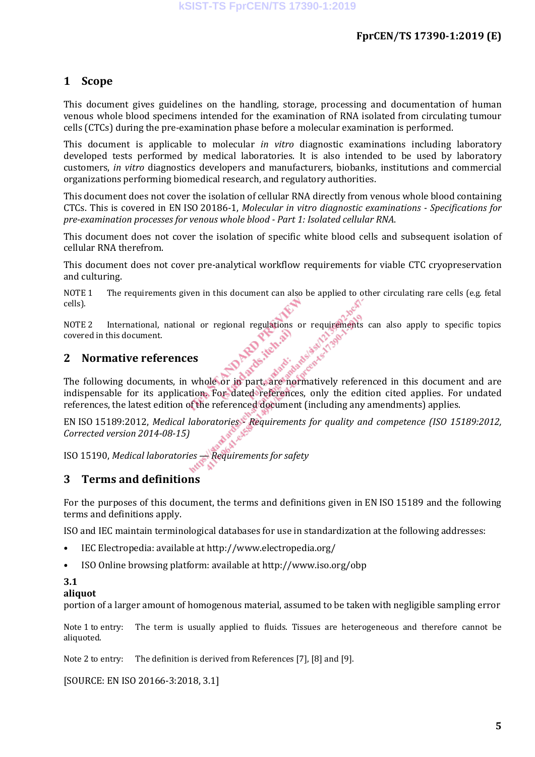## 1 Scope

This document gives guidelines on the handling, storage, processing and documentation of human venous whole blood specimens intended for the examination of RNA isolated from circulating tumour cells (CTCs) during the pre-examination phase before a molecular examination is performed.

This document is applicable to molecular *in vitro* diagnostic examinations including laboratory developed tests performed by medical laboratories. It is also intended to be used by laboratory customers, *in vitro* diagnostics developers and manufacturers, biobanks, institutions and commercial organizations performing biomedical research, and regulatory authorities.

This document does not cover the isolation of cellular RNA directly from venous whole blood containing CTCs. This is covered in EN ISO 20186-1, *Molecular in vitro diagnostic examinations - Specifications for pre-examination processes for venous whole blood - Part 1: Isolated cellular RNA*.

This document does not cover the isolation of specific white blood cells and subsequent isolation of cellular RNA therefrom.

This document does not cover pre-analytical workflow requirements for viable CTC cryopreservation and culturing.

NOTE 1 The requirements given in this document can also be applied to other circulating rare cells (e.g. fetal cells).

NOTE 2 International, national or regional regulations or requirements can also apply to specific topics covered in this document.

## 2 Normative references

The following documents, in whole or in part, are normatively referenced in this document and are indispensable for its application. For dated references, only the edition cited applies. For undated references, the latest edition of the referenced document (including any amendments) applies.

EN ISO 15189:2012, *Medical laboratories - Requirements for quality and competence (ISO 15189:2012, Corrected version 2014-08-15)*

ISO 15190, *Medical laboratories — Requirements for safety*

## 3 Terms and definitions

For the purposes of this document, the terms and definitions given in EN ISO 15189 and the following terms and definitions apply.

ISO and IEC maintain terminological databases for use in standardization at the following addresses:

- IEC Electropedia: available at http://www.electropedia.org/
- ISO Online browsing platform: available at http://www.iso.org/obp

**3.1**
**aliquot**
portion of a larger amount of homogenous material, assumed to be taken with negligible sampling error

Note 1 to entry: The term is usually applied to fluids. Tissues are heterogeneous and therefore cannot be aliquoted.

Note 2 to entry: The definition is derived from References [7], [8] and [9].

[SOURCE: EN ISO 20166-3:2018, 3.1]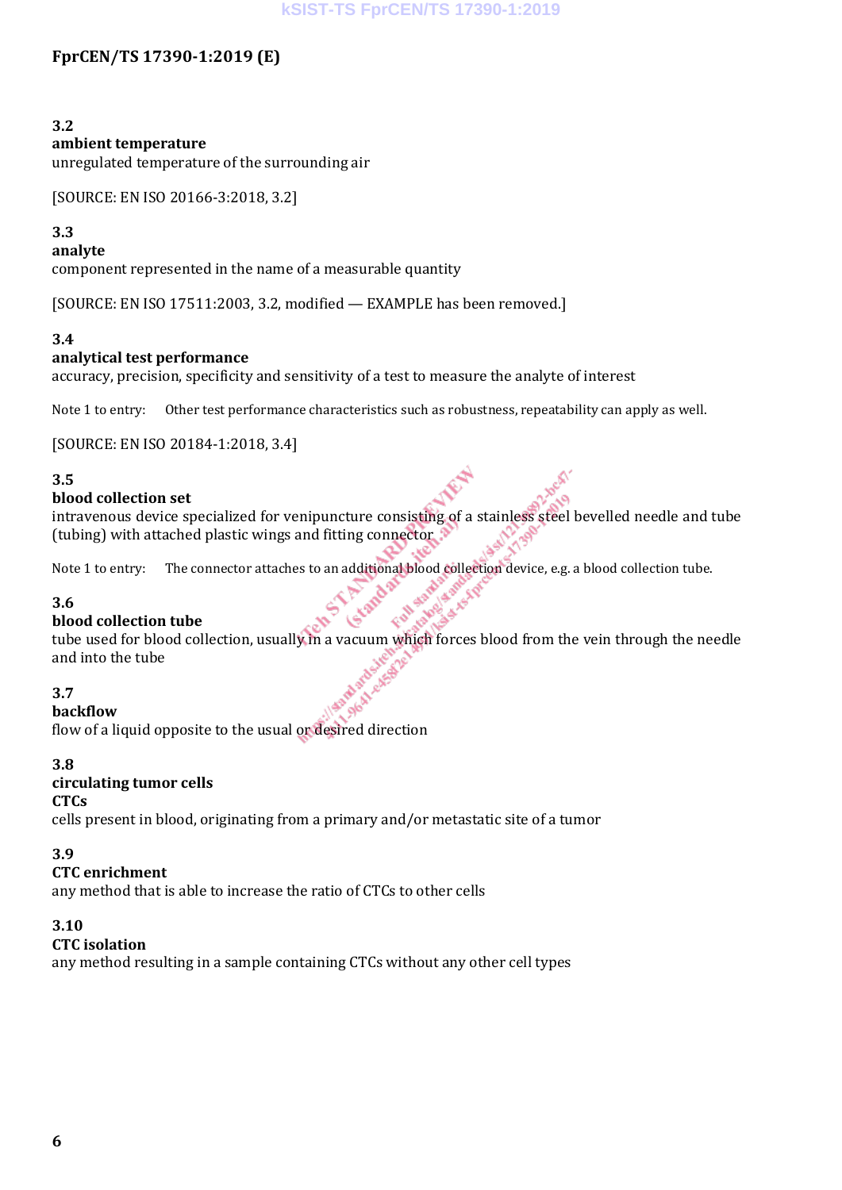**3.2**
**ambient temperature**
unregulated temperature of the surrounding air

[SOURCE: EN ISO 20166-3:2018, 3.2]

**3.3**
**analyte**
component represented in the name of a measurable quantity

[SOURCE: EN ISO 17511:2003, 3.2, modified — EXAMPLE has been removed.]

**3.4**
**analytical test performance**
accuracy, precision, specificity and sensitivity of a test to measure the analyte of interest

Note 1 to entry: Other test performance characteristics such as robustness, repeatability can apply as well.

[SOURCE: EN ISO 20184-1:2018, 3.4]

**3.5**
**blood collection set**
intravenous device specialized for venipuncture consisting of a stainless steel bevelled needle and tube (tubing) with attached plastic wings and fitting connector

Note 1 to entry: The connector attaches to an additional blood collection device, e.g. a blood collection tube.

**3.6**
**blood collection tube**
tube used for blood collection, usually in a vacuum which forces blood from the vein through the needle and into the tube

**3.7**
**backflow**
flow of a liquid opposite to the usual or desired direction

**3.8**
**circulating tumor cells**
**CTCs**
cells present in blood, originating from a primary and/or metastatic site of a tumor

**3.9**
**CTC enrichment**
any method that is able to increase the ratio of CTCs to other cells

**3.10**
**CTC isolation**
any method resulting in a sample containing CTCs without any other cell types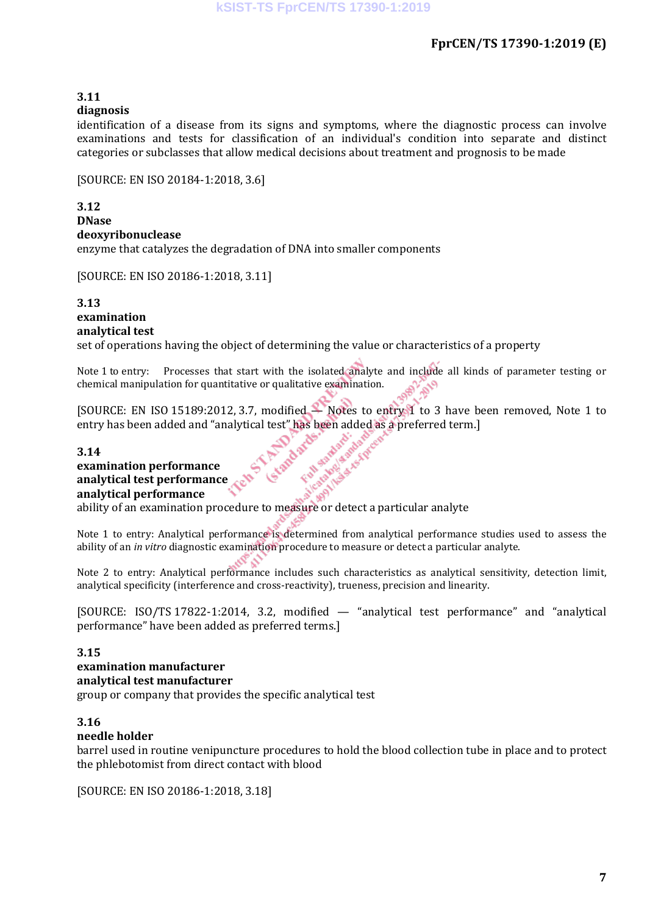**3.11**
**diagnosis**
identification of a disease from its signs and symptoms, where the diagnostic process can involve examinations and tests for classification of an individual's condition into separate and distinct categories or subclasses that allow medical decisions about treatment and prognosis to be made

[SOURCE: EN ISO 20184-1:2018, 3.6]

**3.12**
**DNase**
**deoxyribonuclease**
enzyme that catalyzes the degradation of DNA into smaller components

[SOURCE: EN ISO 20186-1:2018, 3.11]

**3.13**
**examination**
**analytical test**
set of operations having the object of determining the value or characteristics of a property

Note 1 to entry: Processes that start with the isolated analyte and include all kinds of parameter testing or chemical manipulation for quantitative or qualitative examination.

[SOURCE: EN ISO 15189:2012, 3.7, modified — Notes to entry 1 to 3 have been removed, Note 1 to entry has been added and "analytical test" has been added as a preferred term.]

**3.14**
**examination performance**
**analytical test performance**
**analytical performance**
ability of an examination procedure to measure or detect a particular analyte

Note 1 to entry: Analytical performance is determined from analytical performance studies used to assess the ability of an *in vitro* diagnostic examination procedure to measure or detect a particular analyte.

Note 2 to entry: Analytical performance includes such characteristics as analytical sensitivity, detection limit, analytical specificity (interference and cross-reactivity), trueness, precision and linearity.

[SOURCE: ISO/TS 17822-1:2014, 3.2, modified — "analytical test performance" and "analytical performance" have been added as preferred terms.]

**3.15**
**examination manufacturer**
**analytical test manufacturer**
group or company that provides the specific analytical test

**3.16**
**needle holder**
barrel used in routine venipuncture procedures to hold the blood collection tube in place and to protect the phlebotomist from direct contact with blood

[SOURCE: EN ISO 20186-1:2018, 3.18]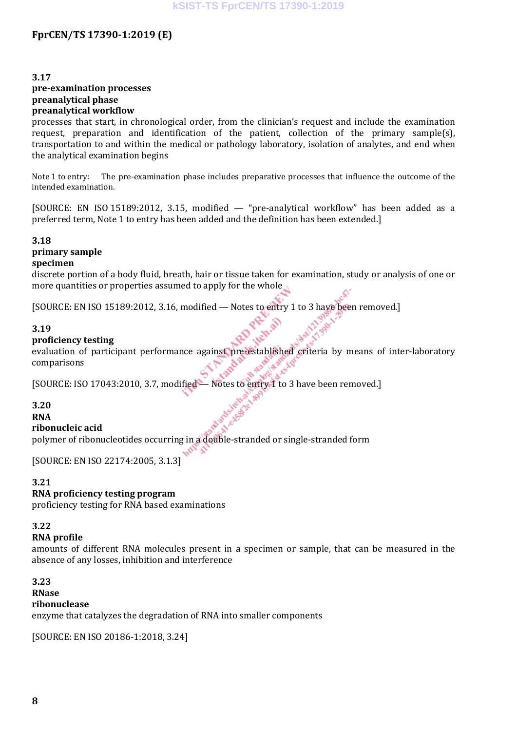**3.17**
**pre-examination processes**
**preanalytical phase**
**preanalytical workflow**
processes that start, in chronological order, from the clinician's request and include the examination request, preparation and identification of the patient, collection of the primary sample(s), transportation to and within the medical or pathology laboratory, isolation of analytes, and end when the analytical examination begins

Note 1 to entry: The pre-examination phase includes preparative processes that influence the outcome of the intended examination.

[SOURCE: EN ISO 15189:2012, 3.15, modified — "pre-analytical workflow" has been added as a preferred term, Note 1 to entry has been added and the definition has been extended.]

**3.18**
**primary sample**
**specimen**
discrete portion of a body fluid, breath, hair or tissue taken for examination, study or analysis of one or more quantities or properties assumed to apply for the whole

[SOURCE: EN ISO 15189:2012, 3.16, modified — Notes to entry 1 to 3 have been removed.]

**3.19**
**proficiency testing**
evaluation of participant performance against pre-established criteria by means of inter-laboratory comparisons

[SOURCE: ISO 17043:2010, 3.7, modified — Notes to entry 1 to 3 have been removed.]

**3.20**
**RNA**
**ribonucleic acid**
polymer of ribonucleotides occurring in a double-stranded or single-stranded form

[SOURCE: EN ISO 22174:2005, 3.1.3]

**3.21**
**RNA proficiency testing program**
proficiency testing for RNA based examinations

**3.22**
**RNA profile**
amounts of different RNA molecules present in a specimen or sample, that can be measured in the absence of any losses, inhibition and interference

**3.23**
**RNase**
**ribonuclease**
enzyme that catalyzes the degradation of RNA into smaller components

[SOURCE: EN ISO 20186-1:2018, 3.24]